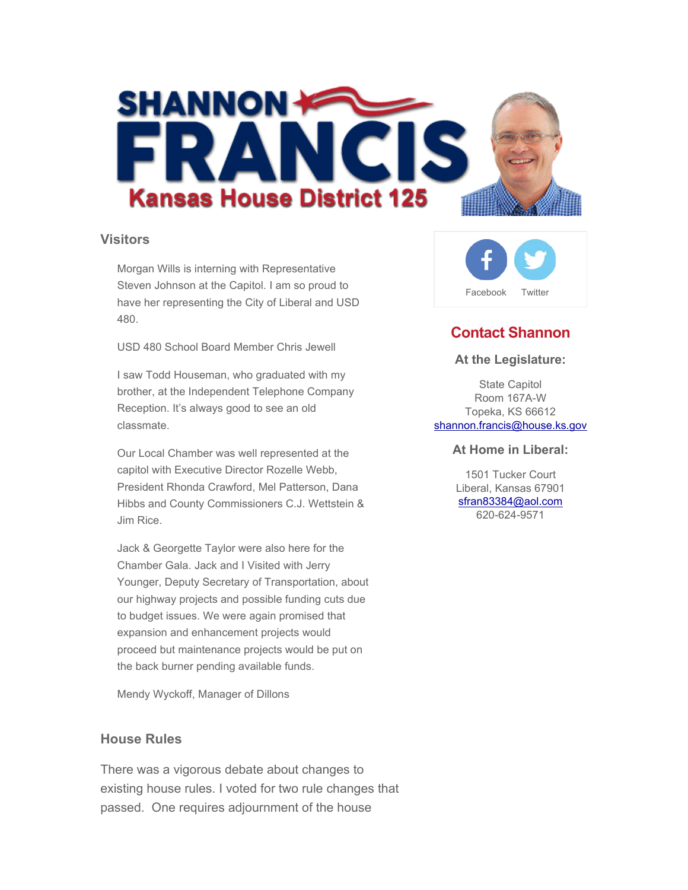# SHANNON FRANCIS

## Kansas House District 125

## Visitors

Morgan Wills is interning with Representative Steven Johnson at the Capitol. I am so proud to have her representing the City of Liberal and USD 480.

USD 480 School Board Member Chris Jewell

I saw Todd Houseman, who graduated with my brother, at the Independent Telephone Company Reception. It's always good to see an old classmate.

Our Local Chamber was well represented at the capitol with Executive Director Rozelle Webb, President Rhonda Crawford, Mel Patterson, Dana Hibbs and County Commissioners C.J. Wettstein & Jim Rice.

Jack & Georgette Taylor were also here for the Chamber Gala. Jack and I Visited with Jerry Younger, Deputy Secretary of Transportation, about our highway projects and possible funding cuts due to budget issues. We were again promised that expansion and enhancement projects would proceed but maintenance projects would be put on the back burner pending available funds.

Mendy Wyckoff, Manager of Dillons

## House Rules

There was a vigorous debate about changes to existing house rules. I voted for two rule changes that passed. One requires adjournment of the house

Facebook Twitter

## Contact Shannon

### At the Legislature:

State Capitol
Room 167A-W
Topeka, KS 66612
shannon.francis@house.ks.gov

### At Home in Liberal:

1501 Tucker Court
Liberal, Kansas 67901
sfran83384@aol.com
620-624-9571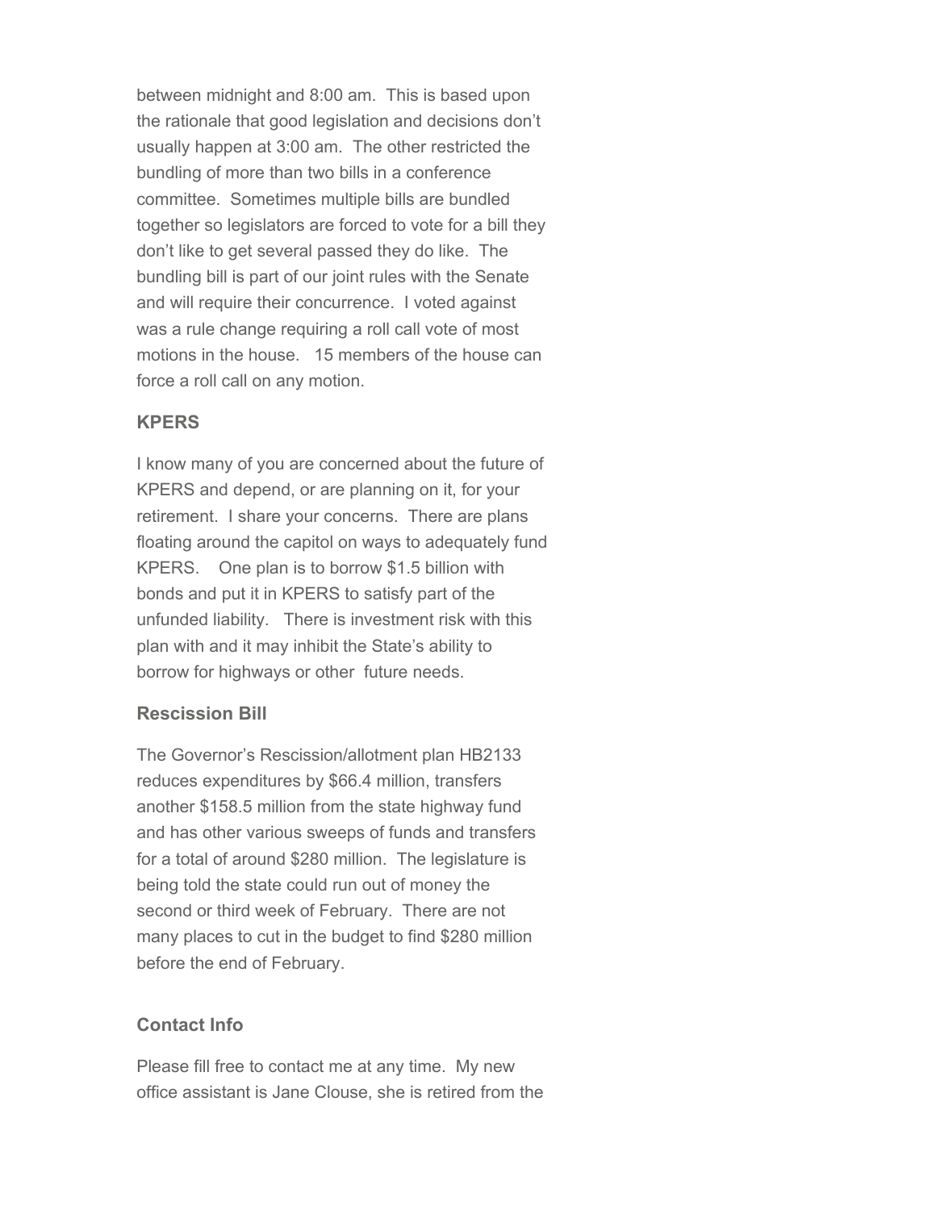between midnight and 8:00 am. This is based upon the rationale that good legislation and decisions don't usually happen at 3:00 am. The other restricted the bundling of more than two bills in a conference committee. Sometimes multiple bills are bundled together so legislators are forced to vote for a bill they don't like to get several passed they do like. The bundling bill is part of our joint rules with the Senate and will require their concurrence. I voted against was a rule change requiring a roll call vote of most motions in the house. 15 members of the house can force a roll call on any motion.

### KPERS

I know many of you are concerned about the future of KPERS and depend, or are planning on it, for your retirement. I share your concerns. There are plans floating around the capitol on ways to adequately fund KPERS. One plan is to borrow $1.5 billion with bonds and put it in KPERS to satisfy part of the unfunded liability. There is investment risk with this plan with and it may inhibit the State's ability to borrow for highways or other future needs.

### Rescission Bill

The Governor's Rescission/allotment plan HB2133 reduces expenditures by $66.4 million, transfers another $158.5 million from the state highway fund and has other various sweeps of funds and transfers for a total of around $280 million. The legislature is being told the state could run out of money the second or third week of February. There are not many places to cut in the budget to find $280 million before the end of February.

### Contact Info

Please fill free to contact me at any time. My new office assistant is Jane Clouse, she is retired from the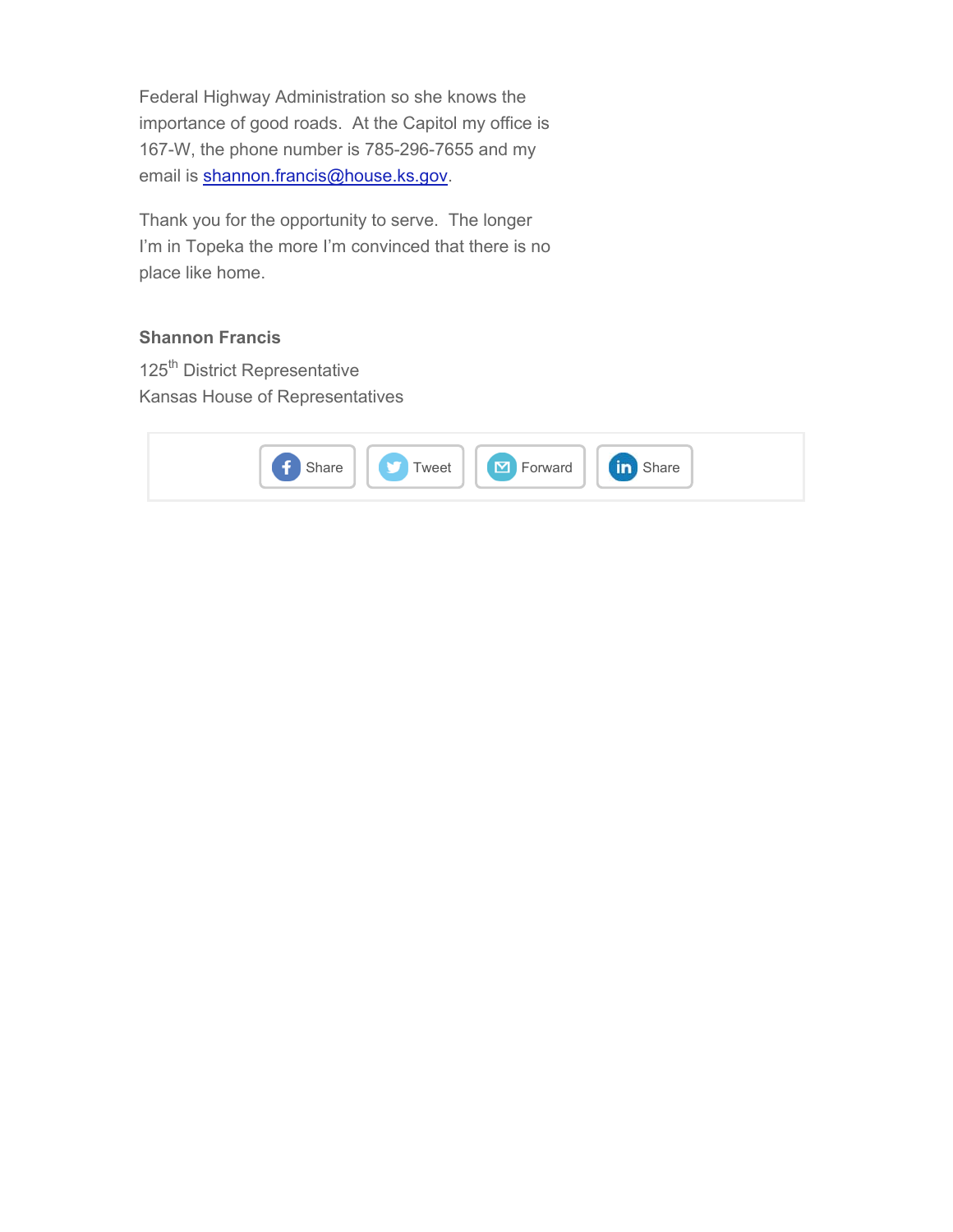Federal Highway Administration so she knows the importance of good roads.  At the Capitol my office is 167-W, the phone number is 785-296-7655 and my email is shannon.francis@house.ks.gov.

Thank you for the opportunity to serve.  The longer I'm in Topeka the more I'm convinced that there is no place like home.

**Shannon Francis**

125th District Representative
Kansas House of Representatives

Share | Tweet | Forward | Share